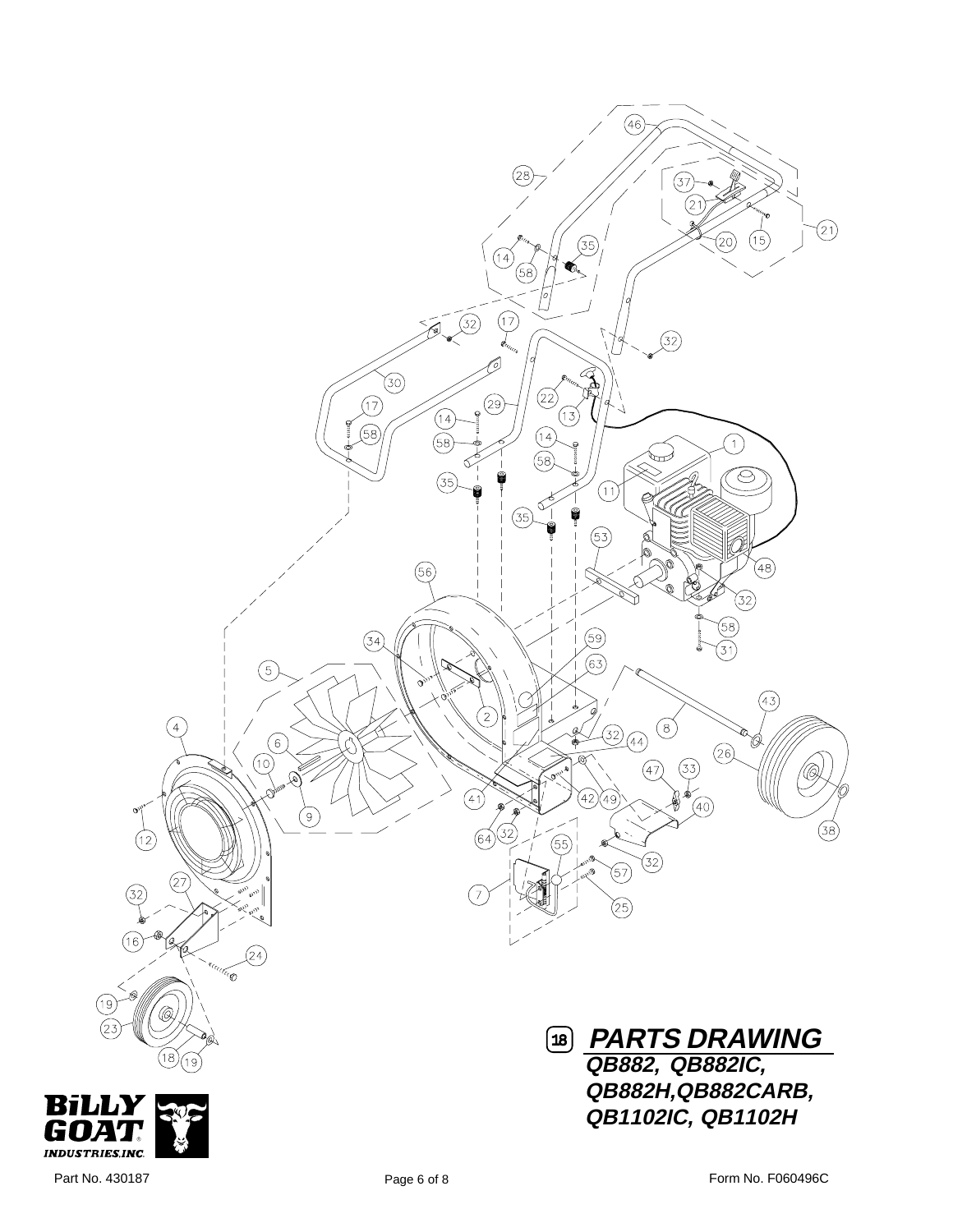## 18 PARTS DRAWING

***QB882, QB882IC, QB882H, QB882CARB, QB1102IC, QB1102H***

**BILLY GOAT INDUSTRIES, INC.**

Part No. 430187

Form No. F060496C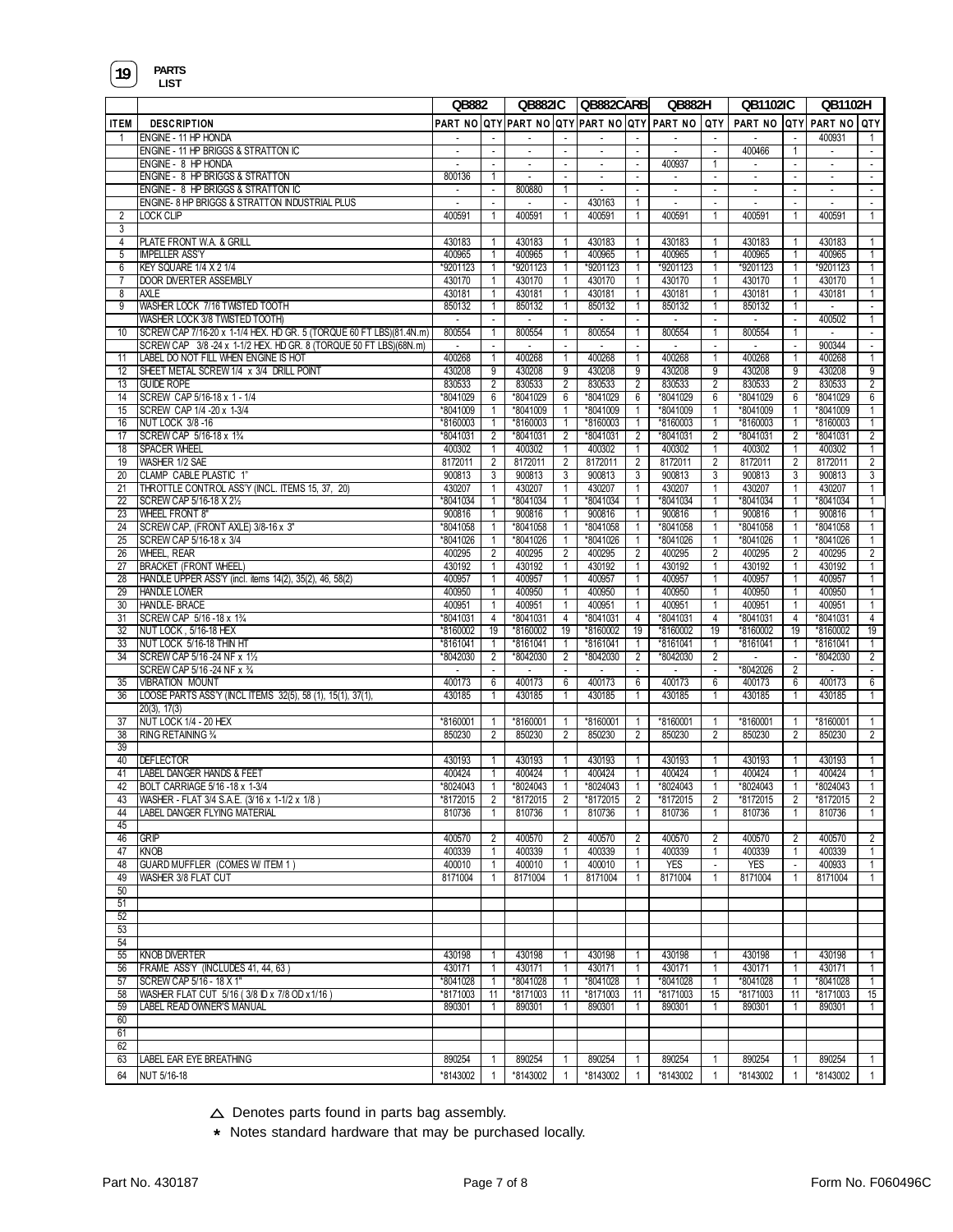**19** **PARTS LIST**

| | | QB882 | | QB882IC | | QB882CARB | | QB882H | | QB1102IC | | QB1102H | |
|---|---|---|---|---|---|---|---|---|---|---|---|---|---|
| ITEM | DESCRIPTION | PART NO | QTY | PART NO | QTY | PART NO | QTY | PART NO | QTY | PART NO | QTY | PART NO | QTY |
| 1 | ENGINE - 11 HP HONDA | - | - | - | - | - | - | - | - | - | - | 400931 | 1 |
| | ENGINE - 11 HP BRIGGS & STRATTON IC | - | - | - | - | - | - | - | - | 400466 | 1 | - | - |
| | ENGINE - 8 HP HONDA | - | - | - | - | - | - | 400937 | 1 | - | - | - | - |
| | ENGINE - 8 HP BRIGGS & STRATTON | 800136 | 1 | - | - | - | - | - | - | - | - | - | - |
| | ENGINE - 8 HP BRIGGS & STRATTON IC | - | - | 800880 | 1 | - | - | - | - | - | - | - | - |
| | ENGINE- 8 HP BRIGGS & STRATTON INDUSTRIAL PLUS | - | - | - | - | 430163 | 1 | - | - | - | - | - | - |
| 2 | LOCK CLIP | 400591 | 1 | 400591 | 1 | 400591 | 1 | 400591 | 1 | 400591 | 1 | 400591 | 1 |
| 3 | | | | | | | | | | | | | |
| 4 | PLATE FRONT W.A. & GRILL | 430183 | 1 | 430183 | 1 | 430183 | 1 | 430183 | 1 | 430183 | 1 | 430183 | 1 |
| 5 | IMPELLER ASS'Y | 400965 | 1 | 400965 | 1 | 400965 | 1 | 400965 | 1 | 400965 | 1 | 400965 | 1 |
| 6 | KEY SQUARE 1/4 X 2 1/4 | *9201123 | 1 | *9201123 | 1 | *9201123 | 1 | *9201123 | 1 | *9201123 | 1 | *9201123 | 1 |
| 7 | DOOR DIVERTER ASSEMBLY | 430170 | 1 | 430170 | 1 | 430170 | 1 | 430170 | 1 | 430170 | 1 | 430170 | 1 |
| 8 | AXLE | 430181 | 1 | 430181 | 1 | 430181 | 1 | 430181 | 1 | 430181 | 1 | 430181 | 1 |
| 9 | WASHER LOCK 7/16 TWISTED TOOTH | 850132 | 1 | 850132 | 1 | 850132 | 1 | 850132 | 1 | 850132 | 1 | - | - |
| | WASHER LOCK 3/8 TWISTED TOOTH) | - | - | - | - | - | - | - | - | - | - | 400502 | 1 |
| 10 | SCREW CAP 7/16-20 x 1-1/4 HEX. HD GR. 5 (TORQUE 60 FT LBS)(81.4N.m) | 800554 | 1 | 800554 | 1 | 800554 | 1 | 800554 | 1 | 800554 | 1 | - | - |
| | SCREW CAP 3/8 -24 x 1-1/2 HEX. HD GR. 8 (TORQUE 50 FT LBS)(68N.m) | - | - | - | - | - | - | - | - | - | - | 900344 | - |
| 11 | LABEL DO NOT FILL WHEN ENGINE IS HOT | 400268 | 1 | 400268 | 1 | 400268 | 1 | 400268 | 1 | 400268 | 1 | 400268 | 1 |
| 12 | SHEET METAL SCREW 1/4 x 3/4 DRILL POINT | 430208 | 9 | 430208 | 9 | 430208 | 9 | 430208 | 9 | 430208 | 9 | 430208 | 9 |
| 13 | GUIDE ROPE | 830533 | 2 | 830533 | 2 | 830533 | 2 | 830533 | 2 | 830533 | 2 | 830533 | 2 |
| 14 | SCREW CAP 5/16-18 x 1 - 1/4 | *8041029 | 6 | *8041029 | 6 | *8041029 | 6 | *8041029 | 6 | *8041029 | 6 | *8041029 | 6 |
| 15 | SCREW CAP 1/4 -20 x 1-3/4 | *8041009 | 1 | *8041009 | 1 | *8041009 | 1 | *8041009 | 1 | *8041009 | 1 | *8041009 | 1 |
| 16 | NUT LOCK 3/8 -16 | *8160003 | 1 | *8160003 | 1 | *8160003 | 1 | *8160003 | 1 | *8160003 | 1 | *8160003 | 1 |
| 17 | SCREW CAP 5/16-18 x 1¾ | *8041031 | 2 | *8041031 | 2 | *8041031 | 2 | *8041031 | 2 | *8041031 | 2 | *8041031 | 2 |
| 18 | SPACER WHEEL | 400302 | 1 | 400302 | 1 | 400302 | 1 | 400302 | 1 | 400302 | 1 | 400302 | 1 |
| 19 | WASHER 1/2 SAE | 8172011 | 2 | 8172011 | 2 | 8172011 | 2 | 8172011 | 2 | 8172011 | 2 | 8172011 | 2 |
| 20 | CLAMP CABLE PLASTIC 1" | 900813 | 3 | 900813 | 3 | 900813 | 3 | 900813 | 3 | 900813 | 3 | 900813 | 3 |
| 21 | THROTTLE CONTROL ASS'Y (INCL. ITEMS 15, 37, 20) | 430207 | 1 | 430207 | 1 | 430207 | 1 | 430207 | 1 | 430207 | 1 | 430207 | 1 |
| 22 | SCREW CAP 5/16-18 X 2½ | *8041034 | 1 | *8041034 | 1 | *8041034 | 1 | *8041034 | 1 | *8041034 | 1 | *8041034 | 1 |
| 23 | WHEEL FRONT 8" | 900816 | 1 | 900816 | 1 | 900816 | 1 | 900816 | 1 | 900816 | 1 | 900816 | 1 |
| 24 | SCREW CAP, (FRONT AXLE) 3/8-16 x 3" | *8041058 | 1 | *8041058 | 1 | *8041058 | 1 | *8041058 | 1 | *8041058 | 1 | *8041058 | 1 |
| 25 | SCREW CAP 5/16-18 x 3/4 | *8041026 | 1 | *8041026 | 1 | *8041026 | 1 | *8041026 | 1 | *8041026 | 1 | *8041026 | 1 |
| 26 | WHEEL, REAR | 400295 | 2 | 400295 | 2 | 400295 | 2 | 400295 | 2 | 400295 | 2 | 400295 | 2 |
| 27 | BRACKET (FRONT WHEEL) | 430192 | 1 | 430192 | 1 | 430192 | 1 | 430192 | 1 | 430192 | 1 | 430192 | 1 |
| 28 | HANDLE UPPER ASS'Y (incl. items 14(2), 35(2), 46, 58(2) | 400957 | 1 | 400957 | 1 | 400957 | 1 | 400957 | 1 | 400957 | 1 | 400957 | 1 |
| 29 | HANDLE LOWER | 400950 | 1 | 400950 | 1 | 400950 | 1 | 400950 | 1 | 400950 | 1 | 400950 | 1 |
| 30 | HANDLE- BRACE | 400951 | 1 | 400951 | 1 | 400951 | 1 | 400951 | 1 | 400951 | 1 | 400951 | 1 |
| 31 | SCREW CAP 5/16 -18 x 1¾ | *8041031 | 4 | *8041031 | 4 | *8041031 | 4 | *8041031 | 4 | *8041031 | 4 | *8041031 | 4 |
| 32 | NUT LOCK , 5/16-18 HEX | *8160002 | 19 | *8160002 | 19 | *8160002 | 19 | *8160002 | 19 | *8160002 | 19 | *8160002 | 19 |
| 33 | NUT LOCK 5/16-18 THIN HT | *8161041 | 1 | *8161041 | 1 | *8161041 | 1 | *8161041 | 1 | *8161041 | 1 | *8161041 | 1 |
| 34 | SCREW CAP 5/16 -24 NF x 1½ | *8042030 | 2 | *8042030 | 2 | *8042030 | 2 | *8042030 | 2 | - | - | *8042030 | 2 |
| | SCREW CAP 5/16 -24 NF x ¾ | - | - | - | - | - | - | - | - | *8042026 | 2 | - | - |
| 35 | VIBRATION MOUNT | 400173 | 6 | 400173 | 6 | 400173 | 6 | 400173 | 6 | 400173 | 6 | 400173 | 6 |
| 36 | LOOSE PARTS ASS'Y (INCL ITEMS 32(5), 58 (1), 15(1), 37(1), 20(3), 17(3) | 430185 | 1 | 430185 | 1 | 430185 | 1 | 430185 | 1 | 430185 | 1 | 430185 | 1 |
| 37 | NUT LOCK 1/4 - 20 HEX | *8160001 | 1 | *8160001 | 1 | *8160001 | 1 | *8160001 | 1 | *8160001 | 1 | *8160001 | 1 |
| 38 | RING RETAINING ¾ | 850230 | 2 | 850230 | 2 | 850230 | 2 | 850230 | 2 | 850230 | 2 | 850230 | 2 |
| 39 | | | | | | | | | | | | | |
| 40 | DEFLECTOR | 430193 | 1 | 430193 | 1 | 430193 | 1 | 430193 | 1 | 430193 | 1 | 430193 | 1 |
| 41 | LABEL DANGER HANDS & FEET | 400424 | 1 | 400424 | 1 | 400424 | 1 | 400424 | 1 | 400424 | 1 | 400424 | 1 |
| 42 | BOLT CARRIAGE 5/16 -18 x 1-3/4 | *8024043 | 1 | *8024043 | 1 | *8024043 | 1 | *8024043 | 1 | *8024043 | 1 | *8024043 | 1 |
| 43 | WASHER - FLAT 3/4 S.A.E. (3/16 x 1-1/2 x 1/8 ) | *8172015 | 2 | *8172015 | 2 | *8172015 | 2 | *8172015 | 2 | *8172015 | 2 | *8172015 | 2 |
| 44 | LABEL DANGER FLYING MATERIAL | 810736 | 1 | 810736 | 1 | 810736 | 1 | 810736 | 1 | 810736 | 1 | 810736 | 1 |
| 45 | | | | | | | | | | | | | |
| 46 | GRIP | 400570 | 2 | 400570 | 2 | 400570 | 2 | 400570 | 2 | 400570 | 2 | 400570 | 2 |
| 47 | KNOB | 400339 | 1 | 400339 | 1 | 400339 | 1 | 400339 | 1 | 400339 | 1 | 400339 | 1 |
| 48 | GUARD MUFFLER (COMES W/ ITEM 1 ) | 400010 | 1 | 400010 | 1 | 400010 | 1 | YES | - | YES | - | 400933 | 1 |
| 49 | WASHER 3/8 FLAT CUT | 8171004 | 1 | 8171004 | 1 | 8171004 | 1 | 8171004 | 1 | 8171004 | 1 | 8171004 | 1 |
| 50 | | | | | | | | | | | | | |
| 51 | | | | | | | | | | | | | |
| 52 | | | | | | | | | | | | | |
| 53 | | | | | | | | | | | | | |
| 54 | | | | | | | | | | | | | |
| 55 | KNOB DIVERTER | 430198 | 1 | 430198 | 1 | 430198 | 1 | 430198 | 1 | 430198 | 1 | 430198 | 1 |
| 56 | FRAME ASS'Y (INCLUDES 41, 44, 63 ) | 430171 | 1 | 430171 | 1 | 430171 | 1 | 430171 | 1 | 430171 | 1 | 430171 | 1 |
| 57 | SCREW CAP 5/16 - 18 X 1" | *8041028 | 1 | *8041028 | 1 | *8041028 | 1 | *8041028 | 1 | *8041028 | 1 | *8041028 | 1 |
| 58 | WASHER FLAT CUT 5/16 ( 3/8 ID x 7/8 OD x1/16 ) | *8171003 | 11 | *8171003 | 11 | *8171003 | 11 | *8171003 | 15 | *8171003 | 11 | *8171003 | 15 |
| 59 | LABEL READ OWNER'S MANUAL | 890301 | 1 | 890301 | 1 | 890301 | 1 | 890301 | 1 | 890301 | 1 | 890301 | 1 |
| 60 | | | | | | | | | | | | | |
| 61 | | | | | | | | | | | | | |
| 62 | | | | | | | | | | | | | |
| 63 | LABEL EAR EYE BREATHING | 890254 | 1 | 890254 | 1 | 890254 | 1 | 890254 | 1 | 890254 | 1 | 890254 | 1 |
| 64 | NUT 5/16-18 | *8143002 | 1 | *8143002 | 1 | *8143002 | 1 | *8143002 | 1 | *8143002 | 1 | *8143002 | 1 |

△ Denotes parts found in parts bag assembly.

\* Notes standard hardware that may be purchased locally.

Part No. 430187

Form No. F060496C